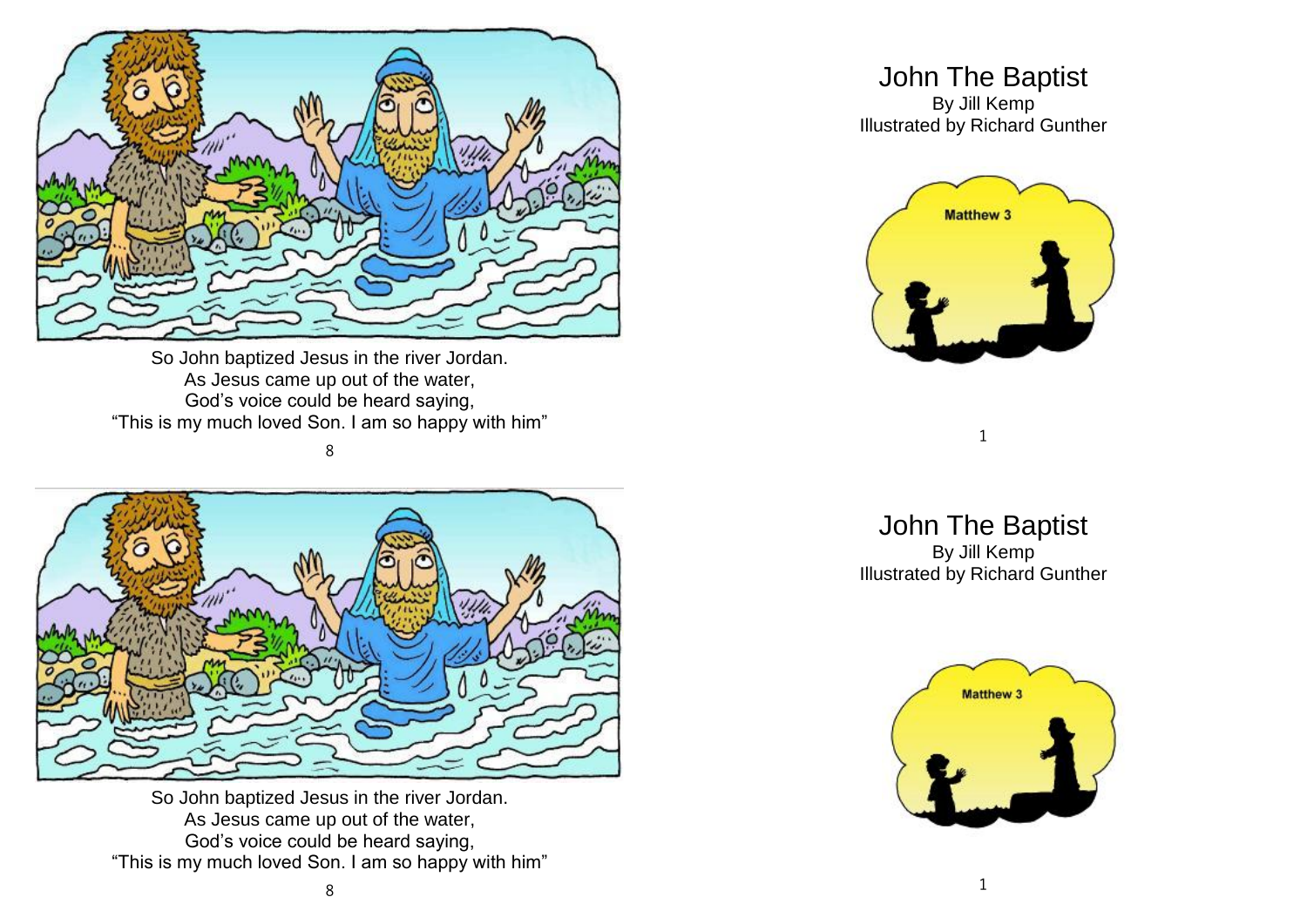So John baptized Jesus in the river Jordan.
As Jesus came up out of the water,
God's voice could be heard saying,
"This is my much loved Son. I am so happy with him"

# John The Baptist

By Jill Kemp
Illustrated by Richard Gunther

Matthew 3

So John baptized Jesus in the river Jordan.
As Jesus came up out of the water,
God's voice could be heard saying,
"This is my much loved Son. I am so happy with him"

# John The Baptist

By Jill Kemp
Illustrated by Richard Gunther

Matthew 3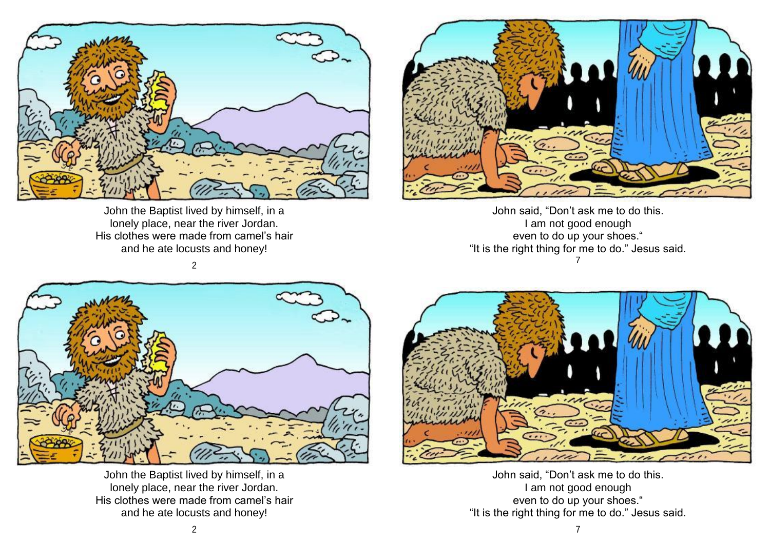John the Baptist lived by himself, in a
lonely place, near the river Jordan.
His clothes were made from camel's hair
and he ate locusts and honey!

John said, "Don't ask me to do this.
I am not good enough
even to do up your shoes."
"It is the right thing for me to do." Jesus said.

John the Baptist lived by himself, in a
lonely place, near the river Jordan.
His clothes were made from camel's hair
and he ate locusts and honey!

John said, "Don't ask me to do this.
I am not good enough
even to do up your shoes."
"It is the right thing for me to do." Jesus said.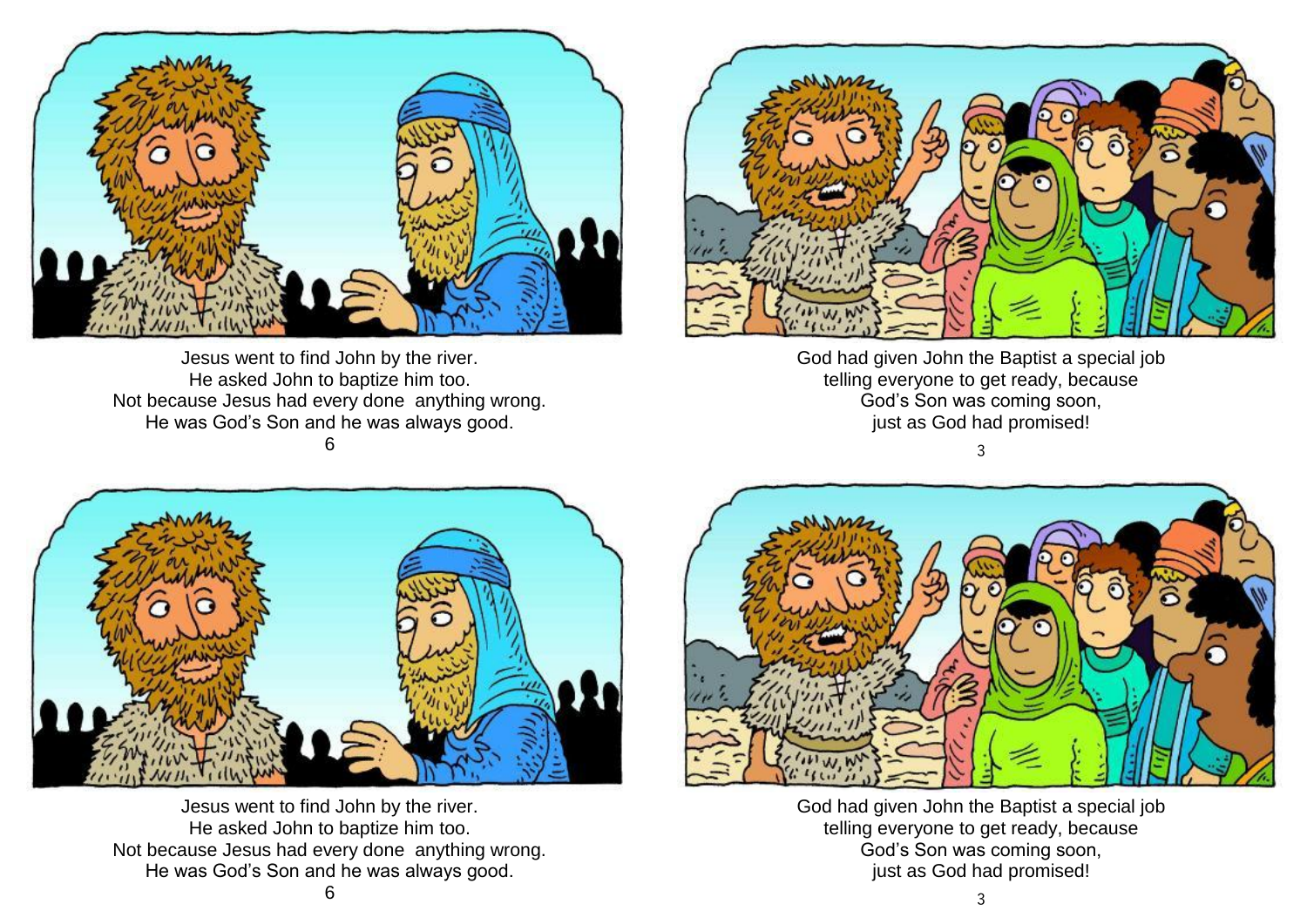Jesus went to find John by the river.
He asked John to baptize him too.
Not because Jesus had every done anything wrong.
He was God's Son and he was always good.

God had given John the Baptist a special job
telling everyone to get ready, because
God's Son was coming soon,
just as God had promised!

Jesus went to find John by the river.
He asked John to baptize him too.
Not because Jesus had every done anything wrong.
He was God's Son and he was always good.

God had given John the Baptist a special job
telling everyone to get ready, because
God's Son was coming soon,
just as God had promised!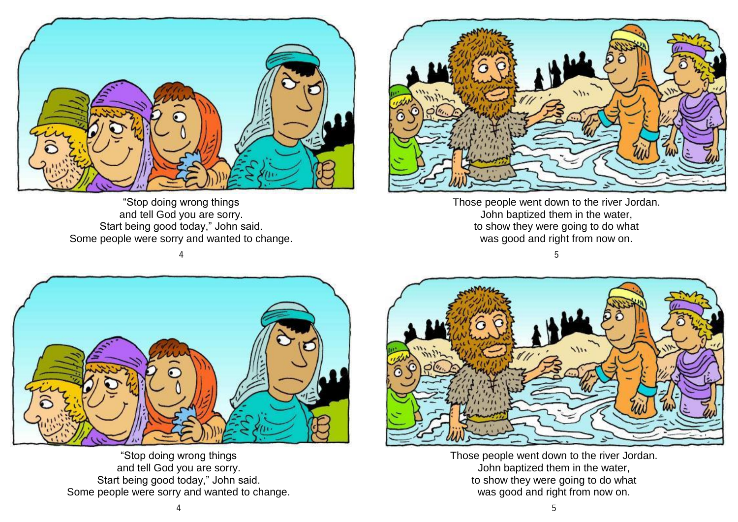“Stop doing wrong things
and tell God you are sorry.
Start being good today,” John said.
Some people were sorry and wanted to change.

Those people went down to the river Jordan.
John baptized them in the water,
to show they were going to do what
was good and right from now on.

“Stop doing wrong things
and tell God you are sorry.
Start being good today,” John said.
Some people were sorry and wanted to change.

Those people went down to the river Jordan.
John baptized them in the water,
to show they were going to do what
was good and right from now on.